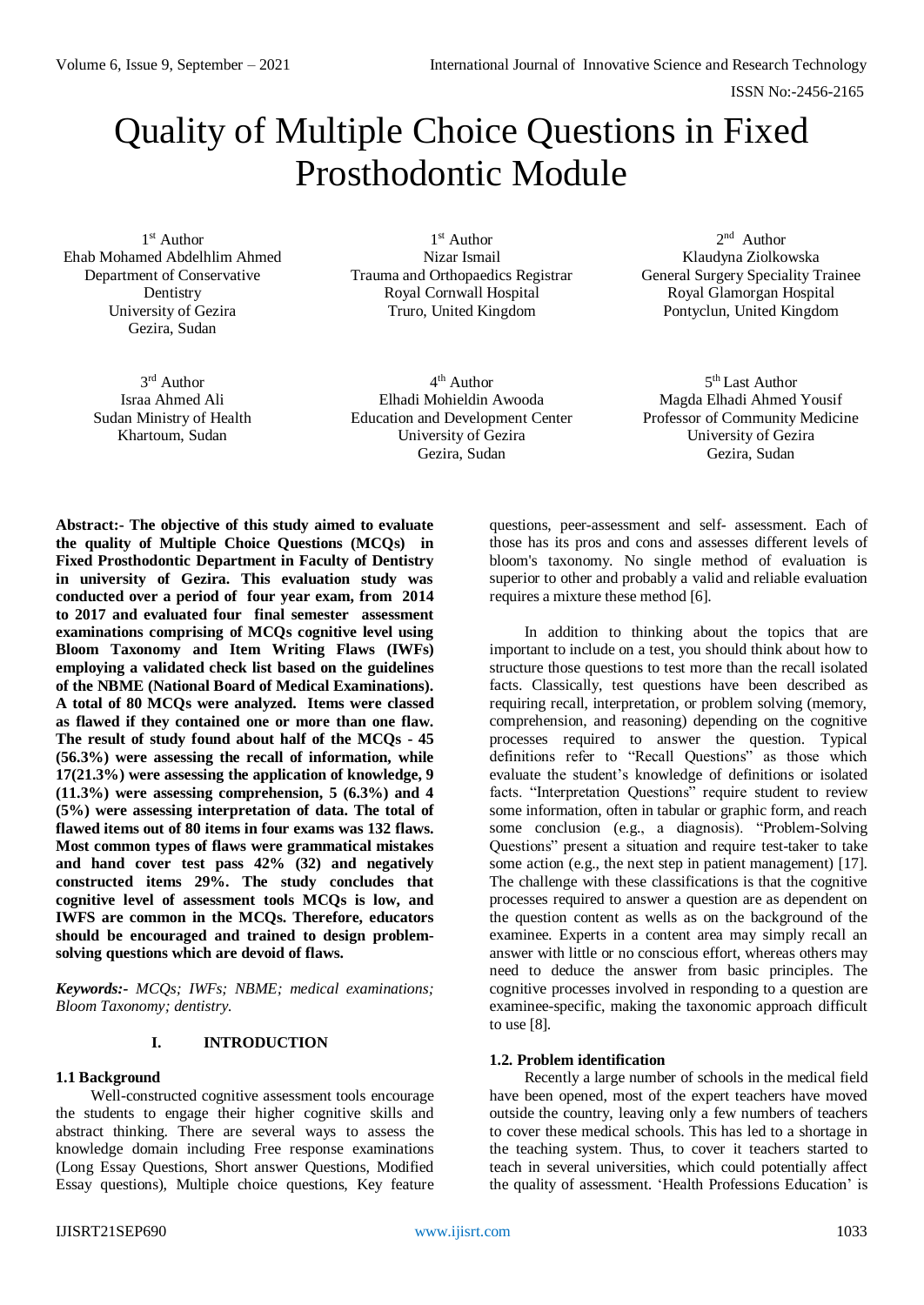# Quality of Multiple Choice Questions in Fixed Prosthodontic Module

1st Author
Ehab Mohamed Abdelhlim Ahmed
Department of Conservative Dentistry
University of Gezira
Gezira, Sudan

1st Author
Nizar Ismail
Trauma and Orthopaedics Registrar
Royal Cornwall Hospital
Truro, United Kingdom

2nd Author
Klaudyna Ziolkowska
General Surgery Speciality Trainee
Royal Glamorgan Hospital
Pontyclun, United Kingdom

3rd Author
Israa Ahmed Ali
Sudan Ministry of Health
Khartoum, Sudan

4th Author
Elhadi Mohieldin Awooda
Education and Development Center
University of Gezira
Gezira, Sudan

5th Last Author
Magda Elhadi Ahmed Yousif
Professor of Community Medicine
University of Gezira
Gezira, Sudan

**Abstract:- The objective of this study aimed to evaluate the quality of Multiple Choice Questions (MCQs) in Fixed Prosthodontic Department in Faculty of Dentistry in university of Gezira. This evaluation study was conducted over a period of four year exam, from 2014 to 2017 and evaluated four final semester assessment examinations comprising of MCQs cognitive level using Bloom Taxonomy and Item Writing Flaws (IWFs) employing a validated check list based on the guidelines of the NBME (National Board of Medical Examinations). A total of 80 MCQs were analyzed. Items were classed as flawed if they contained one or more than one flaw. The result of study found about half of the MCQs - 45 (56.3%) were assessing the recall of information, while 17(21.3%) were assessing the application of knowledge, 9 (11.3%) were assessing comprehension, 5 (6.3%) and 4 (5%) were assessing interpretation of data. The total of flawed items out of 80 items in four exams was 132 flaws. Most common types of flaws were grammatical mistakes and hand cover test pass 42% (32) and negatively constructed items 29%. The study concludes that cognitive level of assessment tools MCQs is low, and IWFS are common in the MCQs. Therefore, educators should be encouraged and trained to design problem-solving questions which are devoid of flaws.**

***Keywords:-*** *MCQs; IWFs; NBME; medical examinations; Bloom Taxonomy; dentistry.*

## I. INTRODUCTION

### 1.1 Background

Well-constructed cognitive assessment tools encourage the students to engage their higher cognitive skills and abstract thinking. There are several ways to assess the knowledge domain including Free response examinations (Long Essay Questions, Short answer Questions, Modified Essay questions), Multiple choice questions, Key feature questions, peer-assessment and self- assessment. Each of those has its pros and cons and assesses different levels of bloom's taxonomy. No single method of evaluation is superior to other and probably a valid and reliable evaluation requires a mixture these method [6].

In addition to thinking about the topics that are important to include on a test, you should think about how to structure those questions to test more than the recall isolated facts. Classically, test questions have been described as requiring recall, interpretation, or problem solving (memory, comprehension, and reasoning) depending on the cognitive processes required to answer the question. Typical definitions refer to "Recall Questions" as those which evaluate the student's knowledge of definitions or isolated facts. "Interpretation Questions" require student to review some information, often in tabular or graphic form, and reach some conclusion (e.g., a diagnosis). "Problem-Solving Questions" present a situation and require test-taker to take some action (e.g., the next step in patient management) [17]. The challenge with these classifications is that the cognitive processes required to answer a question are as dependent on the question content as wells as on the background of the examinee. Experts in a content area may simply recall an answer with little or no conscious effort, whereas others may need to deduce the answer from basic principles. The cognitive processes involved in responding to a question are examinee-specific, making the taxonomic approach difficult to use [8].

### 1.2. Problem identification

Recently a large number of schools in the medical field have been opened, most of the expert teachers have moved outside the country, leaving only a few numbers of teachers to cover these medical schools. This has led to a shortage in the teaching system. Thus, to cover it teachers started to teach in several universities, which could potentially affect the quality of assessment. 'Health Professions Education' is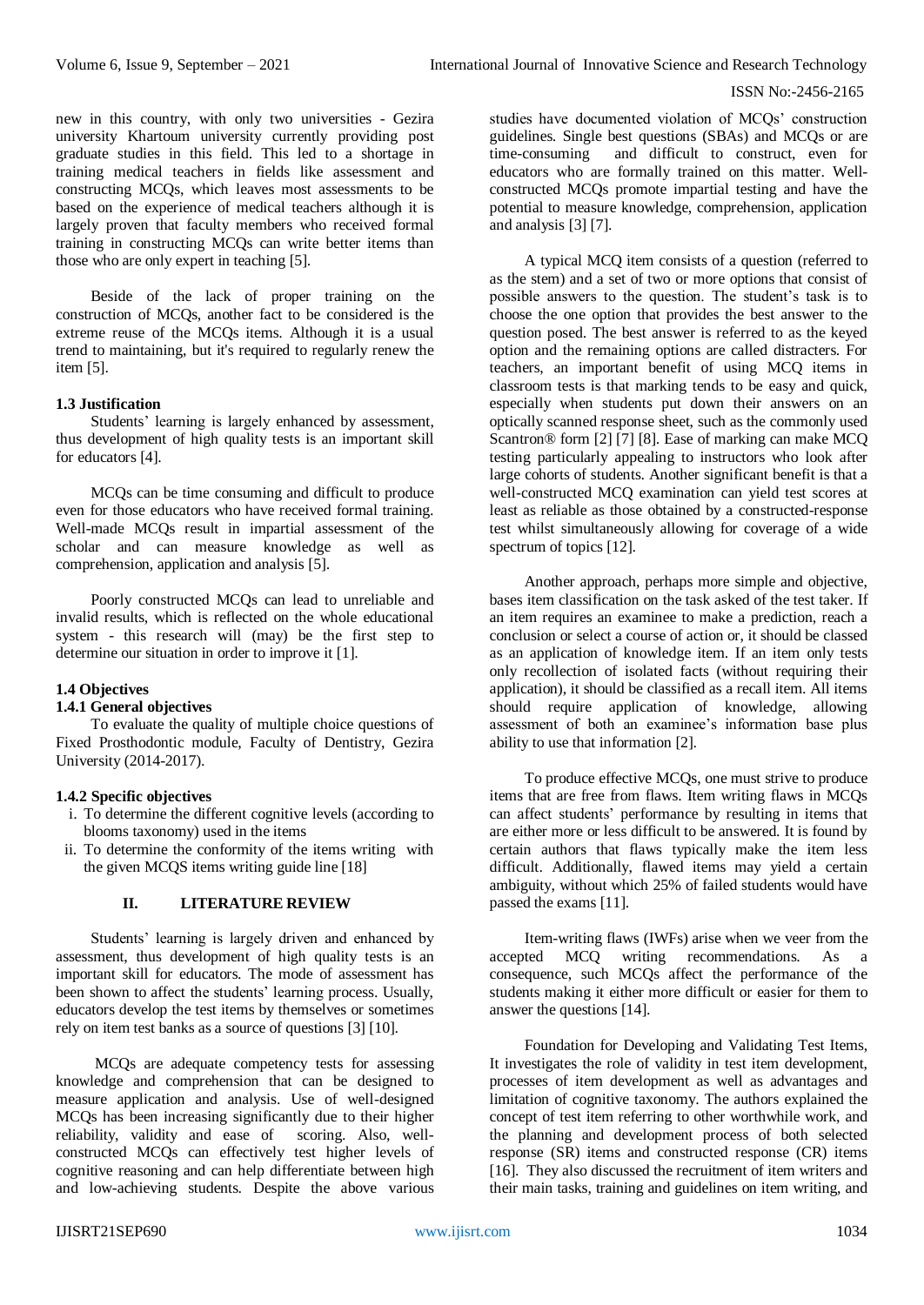new in this country, with only two universities - Gezira university Khartoum university currently providing post graduate studies in this field. This led to a shortage in training medical teachers in fields like assessment and constructing MCQs, which leaves most assessments to be based on the experience of medical teachers although it is largely proven that faculty members who received formal training in constructing MCQs can write better items than those who are only expert in teaching [5].

Beside of the lack of proper training on the construction of MCQs, another fact to be considered is the extreme reuse of the MCQs items. Although it is a usual trend to maintaining, but it's required to regularly renew the item [5].

### 1.3 Justification

Students' learning is largely enhanced by assessment, thus development of high quality tests is an important skill for educators [4].

MCQs can be time consuming and difficult to produce even for those educators who have received formal training. Well-made MCQs result in impartial assessment of the scholar and can measure knowledge as well as comprehension, application and analysis [5].

Poorly constructed MCQs can lead to unreliable and invalid results, which is reflected on the whole educational system - this research will (may) be the first step to determine our situation in order to improve it [1].

### 1.4 Objectives

#### 1.4.1 General objectives

To evaluate the quality of multiple choice questions of Fixed Prosthodontic module, Faculty of Dentistry, Gezira University (2014-2017).

#### 1.4.2 Specific objectives

i. To determine the different cognitive levels (according to blooms taxonomy) used in the items
ii. To determine the conformity of the items writing with the given MCQS items writing guide line [18]

## II. LITERATURE REVIEW

Students' learning is largely driven and enhanced by assessment, thus development of high quality tests is an important skill for educators. The mode of assessment has been shown to affect the students' learning process. Usually, educators develop the test items by themselves or sometimes rely on item test banks as a source of questions [3] [10].

MCQs are adequate competency tests for assessing knowledge and comprehension that can be designed to measure application and analysis. Use of well-designed MCQs has been increasing significantly due to their higher reliability, validity and ease of scoring. Also, well-constructed MCQs can effectively test higher levels of cognitive reasoning and can help differentiate between high and low-achieving students. Despite the above various studies have documented violation of MCQs' construction guidelines. Single best questions (SBAs) and MCQs or are time-consuming and difficult to construct, even for educators who are formally trained on this matter. Well-constructed MCQs promote impartial testing and have the potential to measure knowledge, comprehension, application and analysis [3] [7].

A typical MCQ item consists of a question (referred to as the stem) and a set of two or more options that consist of possible answers to the question. The student's task is to choose the one option that provides the best answer to the question posed. The best answer is referred to as the keyed option and the remaining options are called distracters. For teachers, an important benefit of using MCQ items in classroom tests is that marking tends to be easy and quick, especially when students put down their answers on an optically scanned response sheet, such as the commonly used Scantron® form [2] [7] [8]. Ease of marking can make MCQ testing particularly appealing to instructors who look after large cohorts of students. Another significant benefit is that a well-constructed MCQ examination can yield test scores at least as reliable as those obtained by a constructed-response test whilst simultaneously allowing for coverage of a wide spectrum of topics [12].

Another approach, perhaps more simple and objective, bases item classification on the task asked of the test taker. If an item requires an examinee to make a prediction, reach a conclusion or select a course of action or, it should be classed as an application of knowledge item. If an item only tests only recollection of isolated facts (without requiring their application), it should be classified as a recall item. All items should require application of knowledge, allowing assessment of both an examinee's information base plus ability to use that information [2].

To produce effective MCQs, one must strive to produce items that are free from flaws. Item writing flaws in MCQs can affect students' performance by resulting in items that are either more or less difficult to be answered. It is found by certain authors that flaws typically make the item less difficult. Additionally, flawed items may yield a certain ambiguity, without which 25% of failed students would have passed the exams [11].

Item-writing flaws (IWFs) arise when we veer from the accepted MCQ writing recommendations. As a consequence, such MCQs affect the performance of the students making it either more difficult or easier for them to answer the questions [14].

Foundation for Developing and Validating Test Items, It investigates the role of validity in test item development, processes of item development as well as advantages and limitation of cognitive taxonomy. The authors explained the concept of test item referring to other worthwhile work, and the planning and development process of both selected response (SR) items and constructed response (CR) items [16]. They also discussed the recruitment of item writers and their main tasks, training and guidelines on item writing, and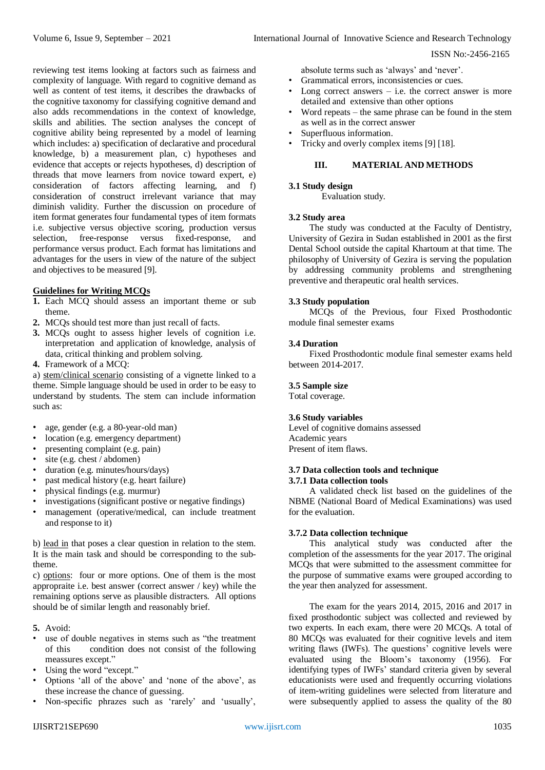reviewing test items looking at factors such as fairness and complexity of language. With regard to cognitive demand as well as content of test items, it describes the drawbacks of the cognitive taxonomy for classifying cognitive demand and also adds recommendations in the context of knowledge, skills and abilities. The section analyses the concept of cognitive ability being represented by a model of learning which includes: a) specification of declarative and procedural knowledge, b) a measurement plan, c) hypotheses and evidence that accepts or rejects hypotheses, d) description of threads that move learners from novice toward expert, e) consideration of factors affecting learning, and f) consideration of construct irrelevant variance that may diminish validity. Further the discussion on procedure of item format generates four fundamental types of item formats i.e. subjective versus objective scoring, production versus selection, free-response versus fixed-response, and performance versus product. Each format has limitations and advantages for the users in view of the nature of the subject and objectives to be measured [9].

**Guidelines for Writing MCQs**

1. Each MCQ should assess an important theme or sub theme.
2. MCQs should test more than just recall of facts.
3. MCQs ought to assess higher levels of cognition i.e. interpretation and application of knowledge, analysis of data, critical thinking and problem solving.
4. Framework of a MCQ:

a) stem/clinical scenario consisting of a vignette linked to a theme. Simple language should be used in order to be easy to understand by students. The stem can include information such as:

- age, gender (e.g. a 80-year-old man)
- location (e.g. emergency department)
- presenting complaint (e.g. pain)
- site (e.g. chest / abdomen)
- duration (e.g. minutes/hours/days)
- past medical history (e.g. heart failure)
- physical findings (e.g. murmur)
- investigations (significant postive or negative findings)
- management (operative/medical, can include treatment and response to it)

b) lead in that poses a clear question in relation to the stem. It is the main task and should be corresponding to the sub-theme.

c) options: four or more options. One of them is the most approprate i.e. best answer (correct answer / key) while the remaining options serve as plausible distracters. All options should be of similar length and reasonably brief.

5. Avoid:

- use of double negatives in stems such as "the treatment of this condition does not consist of the following meassures except."
- Using the word "except."
- Options 'all of the above' and 'none of the above', as these increase the chance of guessing.
- Non-specific phrazes such as 'rarely' and 'usually', absolute terms such as 'always' and 'never'.
- Grammatical errors, inconsistencies or cues.
- Long correct answers – i.e. the correct answer is more detailed and extensive than other options
- Word repeats – the same phrase can be found in the stem as well as in the correct answer
- Superfluous information.
- Tricky and overly complex items [9] [18].

## III. MATERIAL AND METHODS

### 3.1 Study design

Evaluation study.

### 3.2 Study area

The study was conducted at the Faculty of Dentistry, University of Gezira in Sudan established in 2001 as the first Dental School outside the capital Khartoum at that time. The philosophy of University of Gezira is serving the population by addressing community problems and strengthening preventive and therapeutic oral health services.

### 3.3 Study population

MCQs of the Previous, four Fixed Prosthodontic module final semester exams

### 3.4 Duration

Fixed Prosthodontic module final semester exams held between 2014-2017.

### 3.5 Sample size

Total coverage.

### 3.6 Study variables

Level of cognitive domains assessed
Academic years
Present of item flaws.

### 3.7 Data collection tools and technique

#### 3.7.1 Data collection tools

A validated check list based on the guidelines of the NBME (National Board of Medical Examinations) was used for the evaluation.

#### 3.7.2 Data collection technique

This analytical study was conducted after the completion of the assessments for the year 2017. The original MCQs that were submitted to the assessment committee for the purpose of summative exams were grouped according to the year then analyzed for assessment.

The exam for the years 2014, 2015, 2016 and 2017 in fixed prosthodontic subject was collected and reviewed by two experts. In each exam, there were 20 MCQs. A total of 80 MCQs was evaluated for their cognitive levels and item writing flaws (IWFs). The questions' cognitive levels were evaluated using the Bloom's taxonomy (1956). For identifying types of IWFs' standard criteria given by several educationists were used and frequently occurring violations of item-writing guidelines were selected from literature and were subsequently applied to assess the quality of the 80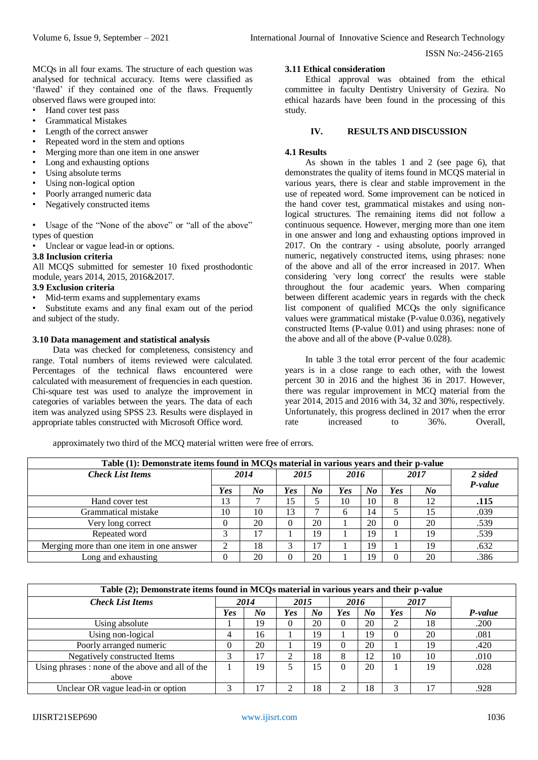MCQs in all four exams. The structure of each question was analysed for technical accuracy. Items were classified as 'flawed' if they contained one of the flaws. Frequently observed flaws were grouped into:

- Hand cover test pass
- Grammatical Mistakes
- Length of the correct answer
- Repeated word in the stem and options
- Merging more than one item in one answer
- Long and exhausting options
- Using absolute terms
- Using non-logical option
- Poorly arranged numeric data
- Negatively constructed items

- Usage of the "None of the above" or "all of the above" types of question
- Unclear or vague lead-in or options.

### 3.8 Inclusion criteria

All MCQS submitted for semester 10 fixed prosthodontic module, years 2014, 2015, 2016&2017.

### 3.9 Exclusion criteria

- Mid-term exams and supplementary exams
- Substitute exams and any final exam out of the period and subject of the study.

### 3.10 Data management and statistical analysis

Data was checked for completeness, consistency and range. Total numbers of items reviewed were calculated. Percentages of the technical flaws encountered were calculated with measurement of frequencies in each question. Chi-square test was used to analyze the improvement in categories of variables between the years. The data of each item was analyzed using SPSS 23. Results were displayed in appropriate tables constructed with Microsoft Office word.

### 3.11 Ethical consideration

Ethical approval was obtained from the ethical committee in faculty Dentistry University of Gezira. No ethical hazards have been found in the processing of this study.

## IV. RESULTS AND DISCUSSION

### 4.1 Results

As shown in the tables 1 and 2 (see page 6), that demonstrates the quality of items found in MCQS material in various years, there is clear and stable improvement in the use of repeated word. Some improvement can be noticed in the hand cover test, grammatical mistakes and using non-logical structures. The remaining items did not follow a continuous sequence. However, merging more than one item in one answer and long and exhausting options improved in 2017. On the contrary - using absolute, poorly arranged numeric, negatively constructed items, using phrases: none of the above and all of the error increased in 2017. When considering 'very long correct' the results were stable throughout the four academic years. When comparing between different academic years in regards with the check list component of qualified MCQs the only significance values were grammatical mistake (P-value 0.036), negatively constructed Items (P-value 0.01) and using phrases: none of the above and all of the above (P-value 0.028).

In table 3 the total error percent of the four academic years is in a close range to each other, with the lowest percent 30 in 2016 and the highest 36 in 2017. However, there was regular improvement in MCQ material from the year 2014, 2015 and 2016 with 34, 32 and 30%, respectively. Unfortunately, this progress declined in 2017 when the error rate increased to 36%. Overall, approximately two third of the MCQ material written were free of errors.

**Table (1): Demonstrate items found in MCQs material in various years and their p-value**

| *Check List Items* | *2014* | | *2015* | | *2016* | | *2017* | | *2 sided P-value* |
|---|---|---|---|---|---|---|---|---|---|
| | *Yes* | *No* | *Yes* | *No* | *Yes* | *No* | *Yes* | *No* | |
| Hand cover test | 13 | 7 | 15 | 5 | 10 | 10 | 8 | 12 | **.115** |
| Grammatical mistake | 10 | 10 | 13 | 7 | 6 | 14 | 5 | 15 | .039 |
| Very long correct | 0 | 20 | 0 | 20 | 1 | 20 | 0 | 20 | .539 |
| Repeated word | 3 | 17 | 1 | 19 | 1 | 19 | 1 | 19 | .539 |
| Merging more than one item in one answer | 2 | 18 | 3 | 17 | 1 | 19 | 1 | 19 | .632 |
| Long and exhausting | 0 | 20 | 0 | 20 | 1 | 19 | 0 | 20 | .386 |

**Table (2); Demonstrate items found in MCQs material in various years and their p-value**

| *Check List Items* | *2014* | | *2015* | | *2016* | | *2017* | | |
|---|---|---|---|---|---|---|---|---|---|
| | *Yes* | *No* | *Yes* | *No* | *Yes* | *No* | *Yes* | *No* | *P-value* |
| Using absolute | 1 | 19 | 0 | 20 | 0 | 20 | 2 | 18 | .200 |
| Using non-logical | 4 | 16 | 1 | 19 | 1 | 19 | 0 | 20 | .081 |
| Poorly arranged numeric | 0 | 20 | 1 | 19 | 0 | 20 | 1 | 19 | .420 |
| Negatively constructed Items | 3 | 17 | 2 | 18 | 8 | 12 | 10 | 10 | .010 |
| Using phrases : none of the above and all of the above | 1 | 19 | 5 | 15 | 0 | 20 | 1 | 19 | .028 |
| Unclear OR vague lead-in or option | 3 | 17 | 2 | 18 | 2 | 18 | 3 | 17 | .928 |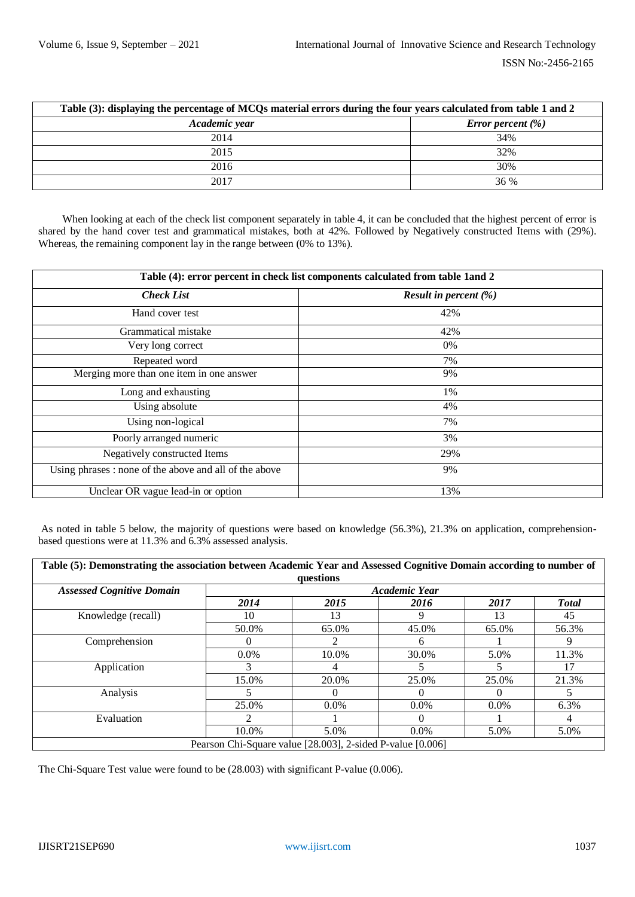**Table (3): displaying the percentage of MCQs material errors during the four years calculated from table 1 and 2**

| *Academic year* | *Error percent (%)* |
|---|---|
| 2014 | 34% |
| 2015 | 32% |
| 2016 | 30% |
| 2017 | 36 % |

When looking at each of the check list component separately in table 4, it can be concluded that the highest percent of error is shared by the hand cover test and grammatical mistakes, both at 42%. Followed by Negatively constructed Items with (29%). Whereas, the remaining component lay in the range between (0% to 13%).

**Table (4): error percent in check list components calculated from table 1and 2**

| *Check List* | *Result in percent (%)* |
|---|---|
| Hand cover test | 42% |
| Grammatical mistake | 42% |
| Very long correct | 0% |
| Repeated word | 7% |
| Merging more than one item in one answer | 9% |
| Long and exhausting | 1% |
| Using absolute | 4% |
| Using non-logical | 7% |
| Poorly arranged numeric | 3% |
| Negatively constructed Items | 29% |
| Using phrases : none of the above and all of the above | 9% |
| Unclear OR vague lead-in or option | 13% |

As noted in table 5 below, the majority of questions were based on knowledge (56.3%), 21.3% on application, comprehension-based questions were at 11.3% and 6.3% assessed analysis.

**Table (5): Demonstrating the association between Academic Year and Assessed Cognitive Domain according to number of questions**

| *Assessed Cognitive Domain* | *Academic Year* | | | | |
|---|---|---|---|---|---|
| | *2014* | *2015* | *2016* | *2017* | *Total* |
| Knowledge (recall) | 10 | 13 | 9 | 13 | 45 |
| | 50.0% | 65.0% | 45.0% | 65.0% | 56.3% |
| Comprehension | 0 | 2 | 6 | 1 | 9 |
| | 0.0% | 10.0% | 30.0% | 5.0% | 11.3% |
| Application | 3 | 4 | 5 | 5 | 17 |
| | 15.0% | 20.0% | 25.0% | 25.0% | 21.3% |
| Analysis | 5 | 0 | 0 | 0 | 5 |
| | 25.0% | 0.0% | 0.0% | 0.0% | 6.3% |
| Evaluation | 2 | 1 | 0 | 1 | 4 |
| | 10.0% | 5.0% | 0.0% | 5.0% | 5.0% |
| Pearson Chi-Square value [28.003], 2-sided P-value [0.006] | | | | | |

The Chi-Square Test value were found to be (28.003) with significant P-value (0.006).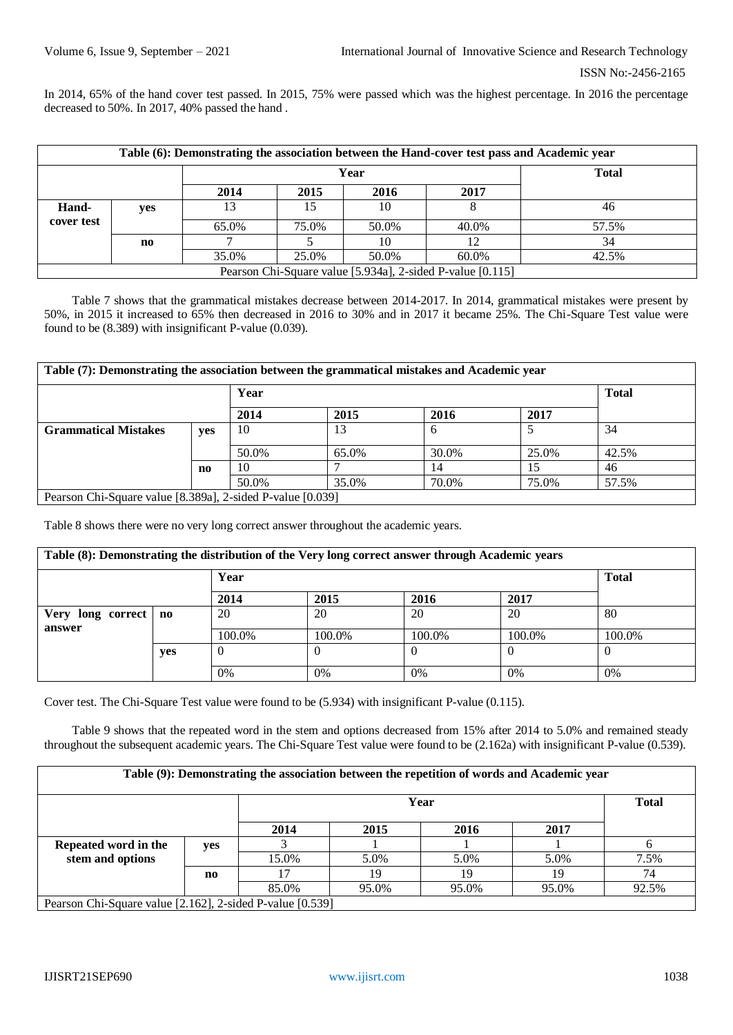In 2014, 65% of the hand cover test passed. In 2015, 75% were passed which was the highest percentage. In 2016 the percentage decreased to 50%. In 2017, 40% passed the hand .

| Table (6): Demonstrating the association between the Hand-cover test pass and Academic year | | | | | | |
|---|---|---|---|---|---|---|
| | | Year | | | | Total |
| | | 2014 | 2015 | 2016 | 2017 | |
| Hand-cover test | yes | 13 | 15 | 10 | 8 | 46 |
| | | 65.0% | 75.0% | 50.0% | 40.0% | 57.5% |
| | no | 7 | 5 | 10 | 12 | 34 |
| | | 35.0% | 25.0% | 50.0% | 60.0% | 42.5% |
| Pearson Chi-Square value [5.934a], 2-sided P-value [0.115] | | | | | | |

Table 7 shows that the grammatical mistakes decrease between 2014-2017. In 2014, grammatical mistakes were present by 50%, in 2015 it increased to 65% then decreased in 2016 to 30% and in 2017 it became 25%. The Chi-Square Test value were found to be (8.389) with insignificant P-value (0.039).

| Table (7): Demonstrating the association between the grammatical mistakes and Academic year | | | | | | |
|---|---|---|---|---|---|---|
| | | Year | | | | Total |
| | | 2014 | 2015 | 2016 | 2017 | |
| Grammatical Mistakes | yes | 10 | 13 | 6 | 5 | 34 |
| | | 50.0% | 65.0% | 30.0% | 25.0% | 42.5% |
| | no | 10 | 7 | 14 | 15 | 46 |
| | | 50.0% | 35.0% | 70.0% | 75.0% | 57.5% |
| Pearson Chi-Square value [8.389a], 2-sided P-value [0.039] | | | | | | |

Table 8 shows there were no very long correct answer throughout the academic years.

| Table (8): Demonstrating the distribution of the Very long correct answer through Academic years | | | | | | |
|---|---|---|---|---|---|---|
| | | Year | | | | Total |
| | | 2014 | 2015 | 2016 | 2017 | |
| Very long correct answer | no | 20 | 20 | 20 | 20 | 80 |
| | | 100.0% | 100.0% | 100.0% | 100.0% | 100.0% |
| | yes | 0 | 0 | 0 | 0 | 0 |
| | | 0% | 0% | 0% | 0% | 0% |

Cover test. The Chi-Square Test value were found to be (5.934) with insignificant P-value (0.115).

Table 9 shows that the repeated word in the stem and options decreased from 15% after 2014 to 5.0% and remained steady throughout the subsequent academic years. The Chi-Square Test value were found to be (2.162a) with insignificant P-value (0.539).

| Table (9): Demonstrating the association between the repetition of words and Academic year | | | | | | |
|---|---|---|---|---|---|---|
| | | Year | | | | Total |
| | | 2014 | 2015 | 2016 | 2017 | |
| Repeated word in the stem and options | yes | 3 | 1 | 1 | 1 | 6 |
| | | 15.0% | 5.0% | 5.0% | 5.0% | 7.5% |
| | no | 17 | 19 | 19 | 19 | 74 |
| | | 85.0% | 95.0% | 95.0% | 95.0% | 92.5% |
| Pearson Chi-Square value [2.162], 2-sided P-value [0.539] | | | | | | |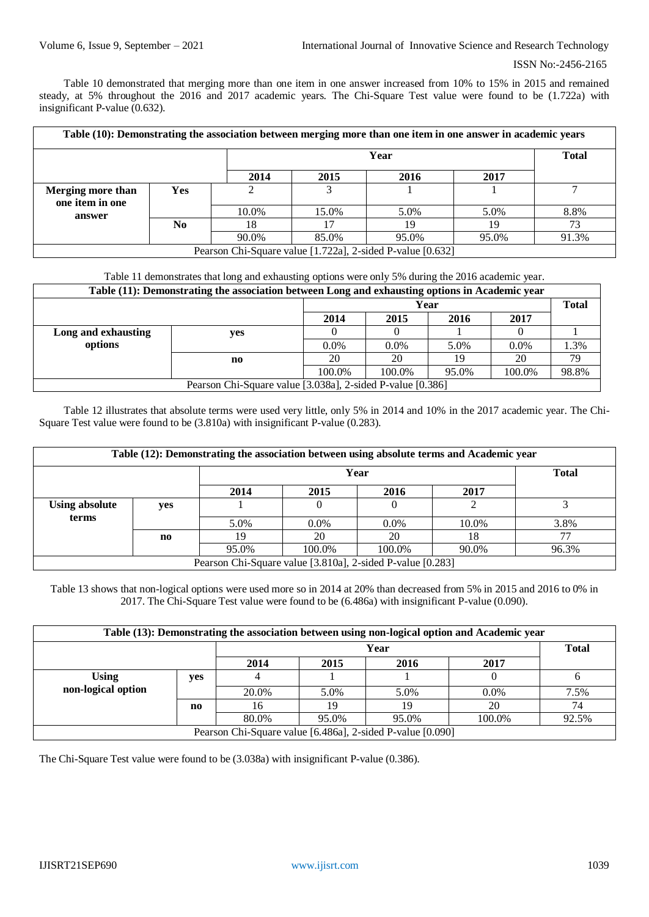Table 10 demonstrated that merging more than one item in one answer increased from 10% to 15% in 2015 and remained steady, at 5% throughout the 2016 and 2017 academic years. The Chi-Square Test value were found to be (1.722a) with insignificant P-value (0.632).

| Table (10): Demonstrating the association between merging more than one item in one answer in academic years | | | | | | |
|---|---|---|---|---|---|---|
| | | Year | | | | Total |
| | | 2014 | 2015 | 2016 | 2017 | |
| Merging more than one item in one answer | Yes | 2 | 3 | 1 | 1 | 7 |
| | | 10.0% | 15.0% | 5.0% | 5.0% | 8.8% |
| | No | 18 | 17 | 19 | 19 | 73 |
| | | 90.0% | 85.0% | 95.0% | 95.0% | 91.3% |
| Pearson Chi-Square value [1.722a], 2-sided P-value [0.632] | | | | | | |

Table 11 demonstrates that long and exhausting options were only 5% during the 2016 academic year.

| Table (11): Demonstrating the association between Long and exhausting options in Academic year | | | | | | |
|---|---|---|---|---|---|---|
| | | Year | | | | Total |
| | | 2014 | 2015 | 2016 | 2017 | |
| Long and exhausting options | yes | 0 | 0 | 1 | 0 | 1 |
| | | 0.0% | 0.0% | 5.0% | 0.0% | 1.3% |
| | no | 20 | 20 | 19 | 20 | 79 |
| | | 100.0% | 100.0% | 95.0% | 100.0% | 98.8% |
| Pearson Chi-Square value [3.038a], 2-sided P-value [0.386] | | | | | | |

Table 12 illustrates that absolute terms were used very little, only 5% in 2014 and 10% in the 2017 academic year. The Chi-Square Test value were found to be (3.810a) with insignificant P-value (0.283).

| Table (12): Demonstrating the association between using absolute terms and Academic year | | | | | | |
|---|---|---|---|---|---|---|
| | | Year | | | | Total |
| | | 2014 | 2015 | 2016 | 2017 | |
| Using absolute terms | yes | 1 | 0 | 0 | 2 | 3 |
| | | 5.0% | 0.0% | 0.0% | 10.0% | 3.8% |
| | no | 19 | 20 | 20 | 18 | 77 |
| | | 95.0% | 100.0% | 100.0% | 90.0% | 96.3% |
| Pearson Chi-Square value [3.810a], 2-sided P-value [0.283] | | | | | | |

Table 13 shows that non-logical options were used more so in 2014 at 20% than decreased from 5% in 2015 and 2016 to 0% in 2017. The Chi-Square Test value were found to be (6.486a) with insignificant P-value (0.090).

| Table (13): Demonstrating the association between using non-logical option and Academic year | | | | | | |
|---|---|---|---|---|---|---|
| | | Year | | | | Total |
| | | 2014 | 2015 | 2016 | 2017 | |
| Using non-logical option | yes | 4 | 1 | 1 | 0 | 6 |
| | | 20.0% | 5.0% | 5.0% | 0.0% | 7.5% |
| | no | 16 | 19 | 19 | 20 | 74 |
| | | 80.0% | 95.0% | 95.0% | 100.0% | 92.5% |
| Pearson Chi-Square value [6.486a], 2-sided P-value [0.090] | | | | | | |

The Chi-Square Test value were found to be (3.038a) with insignificant P-value (0.386).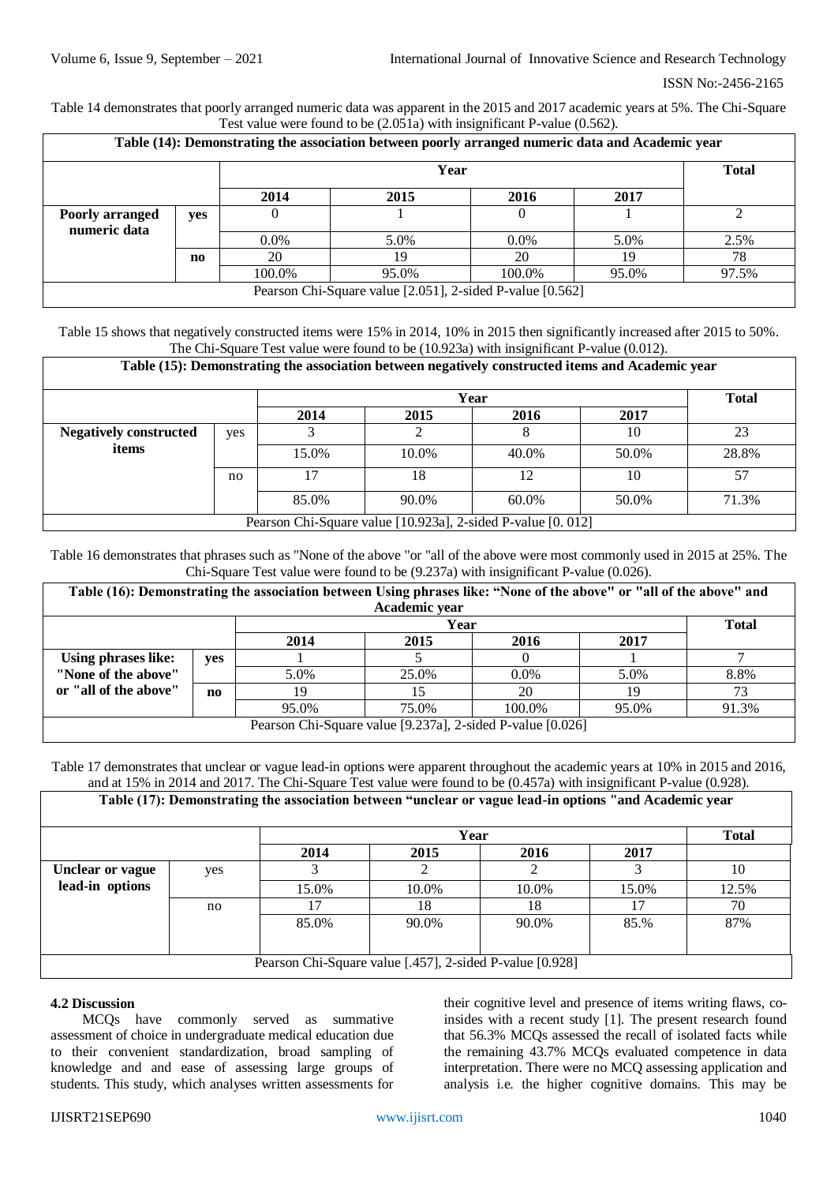Table 14 demonstrates that poorly arranged numeric data was apparent in the 2015 and 2017 academic years at 5%. The Chi-Square Test value were found to be (2.051a) with insignificant P-value (0.562).

**Table (14): Demonstrating the association between poorly arranged numeric data and Academic year**

| | | Year | | | | Total |
|---|---|---|---|---|---|---|
| | | 2014 | 2015 | 2016 | 2017 | |
| Poorly arranged numeric data | yes | 0 | 1 | 0 | 1 | 2 |
| | | 0.0% | 5.0% | 0.0% | 5.0% | 2.5% |
| | no | 20 | 19 | 20 | 19 | 78 |
| | | 100.0% | 95.0% | 100.0% | 95.0% | 97.5% |
| Pearson Chi-Square value [2.051], 2-sided P-value [0.562] | | | | | | |

Table 15 shows that negatively constructed items were 15% in 2014, 10% in 2015 then significantly increased after 2015 to 50%. The Chi-Square Test value were found to be (10.923a) with insignificant P-value (0.012).

**Table (15): Demonstrating the association between negatively constructed items and Academic year**

| | | Year | | | | Total |
|---|---|---|---|---|---|---|
| | | 2014 | 2015 | 2016 | 2017 | |
| Negatively constructed items | yes | 3 | 2 | 8 | 10 | 23 |
| | | 15.0% | 10.0% | 40.0% | 50.0% | 28.8% |
| | no | 17 | 18 | 12 | 10 | 57 |
| | | 85.0% | 90.0% | 60.0% | 50.0% | 71.3% |
| Pearson Chi-Square value [10.923a], 2-sided P-value [0. 012] | | | | | | |

Table 16 demonstrates that phrases such as "None of the above "or "all of the above were most commonly used in 2015 at 25%. The Chi-Square Test value were found to be (9.237a) with insignificant P-value (0.026).

**Table (16): Demonstrating the association between Using phrases like: "None of the above" or "all of the above" and Academic year**

| | | Year | | | | Total |
|---|---|---|---|---|---|---|
| | | 2014 | 2015 | 2016 | 2017 | |
| Using phrases like: "None of the above" or "all of the above" | yes | 1 | 5 | 0 | 1 | 7 |
| | | 5.0% | 25.0% | 0.0% | 5.0% | 8.8% |
| | no | 19 | 15 | 20 | 19 | 73 |
| | | 95.0% | 75.0% | 100.0% | 95.0% | 91.3% |
| Pearson Chi-Square value [9.237a], 2-sided P-value [0.026] | | | | | | |

Table 17 demonstrates that unclear or vague lead-in options were apparent throughout the academic years at 10% in 2015 and 2016, and at 15% in 2014 and 2017. The Chi-Square Test value were found to be (0.457a) with insignificant P-value (0.928).

**Table (17): Demonstrating the association between "unclear or vague lead-in options "and Academic year**

| | | Year | | | | Total |
|---|---|---|---|---|---|---|
| | | 2014 | 2015 | 2016 | 2017 | |
| Unclear or vague lead-in options | yes | 3 | 2 | 2 | 3 | 10 |
| | | 15.0% | 10.0% | 10.0% | 15.0% | 12.5% |
| | no | 17 | 18 | 18 | 17 | 70 |
| | | 85.0% | 90.0% | 90.0% | 85.% | 87% |
| Pearson Chi-Square value [.457], 2-sided P-value [0.928] | | | | | | |

### 4.2 Discussion

MCQs have commonly served as summative assessment of choice in undergraduate medical education due to their convenient standardization, broad sampling of knowledge and and ease of assessing large groups of students. This study, which analyses written assessments for their cognitive level and presence of items writing flaws, co-insides with a recent study [1]. The present research found that 56.3% MCQs assessed the recall of isolated facts while the remaining 43.7% MCQs evaluated competence in data interpretation. There were no MCQ assessing application and analysis i.e. the higher cognitive domains. This may be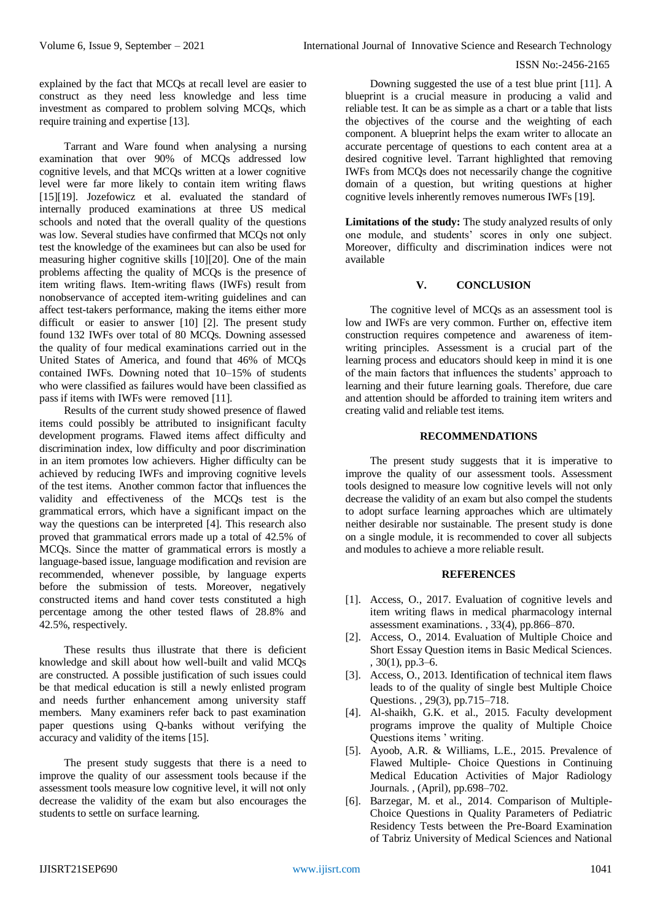explained by the fact that MCQs at recall level are easier to construct as they need less knowledge and less time investment as compared to problem solving MCQs, which require training and expertise [13].

Tarrant and Ware found when analysing a nursing examination that over 90% of MCQs addressed low cognitive levels, and that MCQs written at a lower cognitive level were far more likely to contain item writing flaws [15][19]. Jozefowicz et al. evaluated the standard of internally produced examinations at three US medical schools and noted that the overall quality of the questions was low. Several studies have confirmed that MCQs not only test the knowledge of the examinees but can also be used for measuring higher cognitive skills [10][20]. One of the main problems affecting the quality of MCQs is the presence of item writing flaws. Item-writing flaws (IWFs) result from nonobservance of accepted item-writing guidelines and can affect test-takers performance, making the items either more difficult or easier to answer [10] [2]. The present study found 132 IWFs over total of 80 MCQs. Downing assessed the quality of four medical examinations carried out in the United States of America, and found that 46% of MCQs contained IWFs. Downing noted that 10–15% of students who were classified as failures would have been classified as pass if items with IWFs were removed [11].

Results of the current study showed presence of flawed items could possibly be attributed to insignificant faculty development programs. Flawed items affect difficulty and discrimination index, low difficulty and poor discrimination in an item promotes low achievers. Higher difficulty can be achieved by reducing IWFs and improving cognitive levels of the test items. Another common factor that influences the validity and effectiveness of the MCQs test is the grammatical errors, which have a significant impact on the way the questions can be interpreted [4]. This research also proved that grammatical errors made up a total of 42.5% of MCQs. Since the matter of grammatical errors is mostly a language-based issue, language modification and revision are recommended, whenever possible, by language experts before the submission of tests. Moreover, negatively constructed items and hand cover tests constituted a high percentage among the other tested flaws of 28.8% and 42.5%, respectively.

These results thus illustrate that there is deficient knowledge and skill about how well-built and valid MCQs are constructed. A possible justification of such issues could be that medical education is still a newly enlisted program and needs further enhancement among university staff members. Many examiners refer back to past examination paper questions using Q-banks without verifying the accuracy and validity of the items [15].

The present study suggests that there is a need to improve the quality of our assessment tools because if the assessment tools measure low cognitive level, it will not only decrease the validity of the exam but also encourages the students to settle on surface learning.

Downing suggested the use of a test blue print [11]. A blueprint is a crucial measure in producing a valid and reliable test. It can be as simple as a chart or a table that lists the objectives of the course and the weighting of each component. A blueprint helps the exam writer to allocate an accurate percentage of questions to each content area at a desired cognitive level. Tarrant highlighted that removing IWFs from MCQs does not necessarily change the cognitive domain of a question, but writing questions at higher cognitive levels inherently removes numerous IWFs [19].

**Limitations of the study:** The study analyzed results of only one module, and students' scores in only one subject. Moreover, difficulty and discrimination indices were not available

## V. CONCLUSION

The cognitive level of MCQs as an assessment tool is low and IWFs are very common. Further on, effective item construction requires competence and awareness of item-writing principles. Assessment is a crucial part of the learning process and educators should keep in mind it is one of the main factors that influences the students' approach to learning and their future learning goals. Therefore, due care and attention should be afforded to training item writers and creating valid and reliable test items.

## RECOMMENDATIONS

The present study suggests that it is imperative to improve the quality of our assessment tools. Assessment tools designed to measure low cognitive levels will not only decrease the validity of an exam but also compel the students to adopt surface learning approaches which are ultimately neither desirable nor sustainable. The present study is done on a single module, it is recommended to cover all subjects and modules to achieve a more reliable result.

## REFERENCES

- [1]. Access, O., 2017. Evaluation of cognitive levels and item writing flaws in medical pharmacology internal assessment examinations. , 33(4), pp.866–870.
- [2]. Access, O., 2014. Evaluation of Multiple Choice and Short Essay Question items in Basic Medical Sciences. , 30(1), pp.3–6.
- [3]. Access, O., 2013. Identification of technical item flaws leads to of the quality of single best Multiple Choice Questions. , 29(3), pp.715–718.
- [4]. Al-shaikh, G.K. et al., 2015. Faculty development programs improve the quality of Multiple Choice Questions items ' writing.
- [5]. Ayoob, A.R. & Williams, L.E., 2015. Prevalence of Flawed Multiple- Choice Questions in Continuing Medical Education Activities of Major Radiology Journals. , (April), pp.698–702.
- [6]. Barzegar, M. et al., 2014. Comparison of Multiple-Choice Questions in Quality Parameters of Pediatric Residency Tests between the Pre-Board Examination of Tabriz University of Medical Sciences and National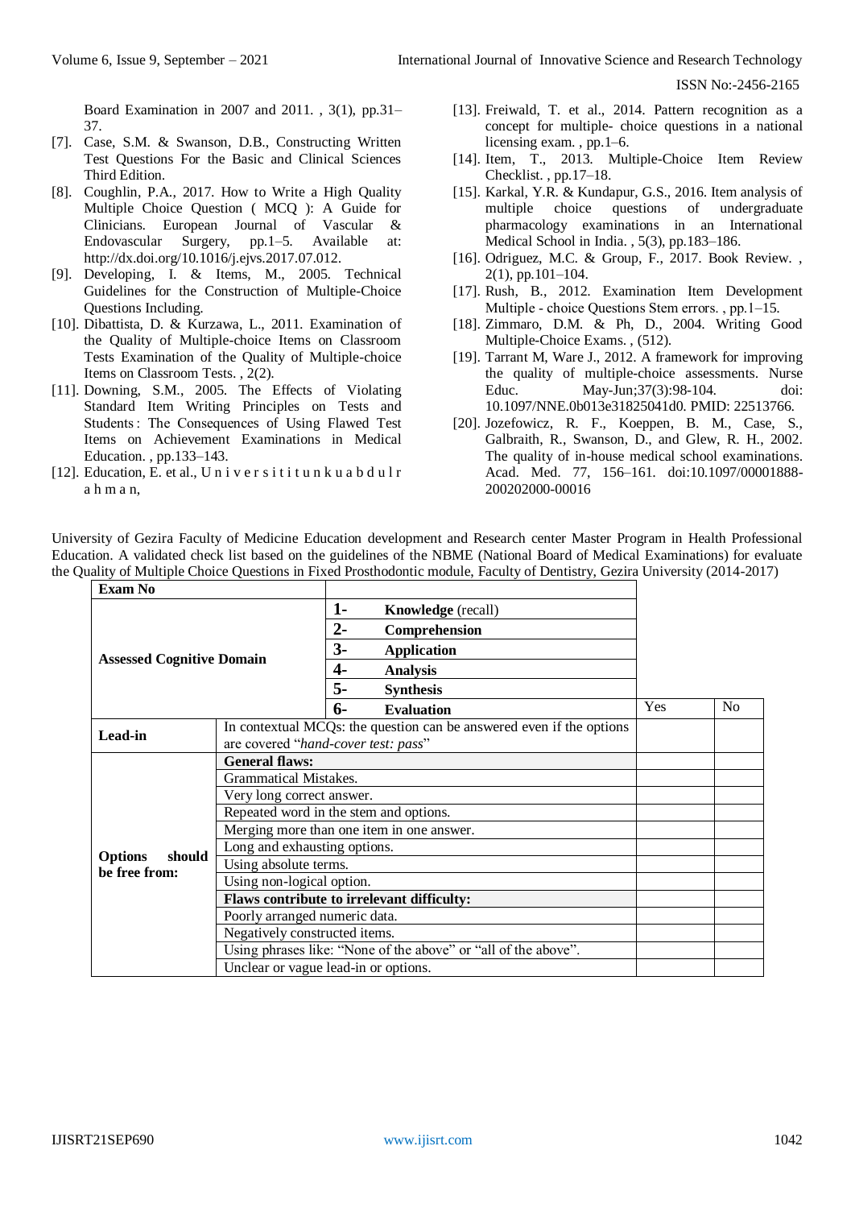Board Examination in 2007 and 2011. , 3(1), pp.31–37.

[7]. Case, S.M. & Swanson, D.B., Constructing Written Test Questions For the Basic and Clinical Sciences Third Edition.

[8]. Coughlin, P.A., 2017. How to Write a High Quality Multiple Choice Question ( MCQ ): A Guide for Clinicians. European Journal of Vascular & Endovascular Surgery, pp.1–5. Available at: http://dx.doi.org/10.1016/j.ejvs.2017.07.012.

[9]. Developing, I. & Items, M., 2005. Technical Guidelines for the Construction of Multiple-Choice Questions Including.

[10]. Dibattista, D. & Kurzawa, L., 2011. Examination of the Quality of Multiple-choice Items on Classroom Tests Examination of the Quality of Multiple-choice Items on Classroom Tests. , 2(2).

[11]. Downing, S.M., 2005. The Effects of Violating Standard Item Writing Principles on Tests and Students : The Consequences of Using Flawed Test Items on Achievement Examinations in Medical Education. , pp.133–143.

[12]. Education, E. et al., U n i v e r s i t i t u n k u a b d u l r a h m a n,

[13]. Freiwald, T. et al., 2014. Pattern recognition as a concept for multiple- choice questions in a national licensing exam. , pp.1–6.

[14]. Item, T., 2013. Multiple-Choice Item Review Checklist. , pp.17–18.

[15]. Karkal, Y.R. & Kundapur, G.S., 2016. Item analysis of multiple choice questions of undergraduate pharmacology examinations in an International Medical School in India. , 5(3), pp.183–186.

[16]. Odriguez, M.C. & Group, F., 2017. Book Review. , 2(1), pp.101–104.

[17]. Rush, B., 2012. Examination Item Development Multiple - choice Questions Stem errors. , pp.1–15.

[18]. Zimmaro, D.M. & Ph, D., 2004. Writing Good Multiple-Choice Exams. , (512).

[19]. Tarrant M, Ware J., 2012. A framework for improving the quality of multiple-choice assessments. Nurse Educ. May-Jun;37(3):98-104. doi: 10.1097/NNE.0b013e31825041d0. PMID: 22513766.

[20]. Jozefowicz, R. F., Koeppen, B. M., Case, S., Galbraith, R., Swanson, D., and Glew, R. H., 2002. The quality of in-house medical school examinations. Acad. Med. 77, 156–161. doi:10.1097/00001888-200202000-00016

University of Gezira Faculty of Medicine Education development and Research center Master Program in Health Professional Education. A validated check list based on the guidelines of the NBME (National Board of Medical Examinations) for evaluate the Quality of Multiple Choice Questions in Fixed Prosthodontic module, Faculty of Dentistry, Gezira University (2014-2017)

| | | | |
|---|---|---|---|
| **Exam No** | | | |
| **Assessed Cognitive Domain** | 1- **Knowledge** (recall) | | |
| | 2- **Comprehension** | | |
| | 3- **Application** | | |
| | 4- **Analysis** | | |
| | 5- **Synthesis** | | |
| | 6- **Evaluation** | Yes | No |
| **Lead-in** | In contextual MCQs: the question can be answered even if the options are covered "*hand-cover test: pass*" | | |
| **Options should be free from:** | **General flaws:** | | |
| | Grammatical Mistakes. | | |
| | Very long correct answer. | | |
| | Repeated word in the stem and options. | | |
| | Merging more than one item in one answer. | | |
| | Long and exhausting options. | | |
| | Using absolute terms. | | |
| | Using non-logical option. | | |
| | **Flaws contribute to irrelevant difficulty:** | | |
| | Poorly arranged numeric data. | | |
| | Negatively constructed items. | | |
| | Using phrases like: "None of the above" or "all of the above". | | |
| | Unclear or vague lead-in or options. | | |